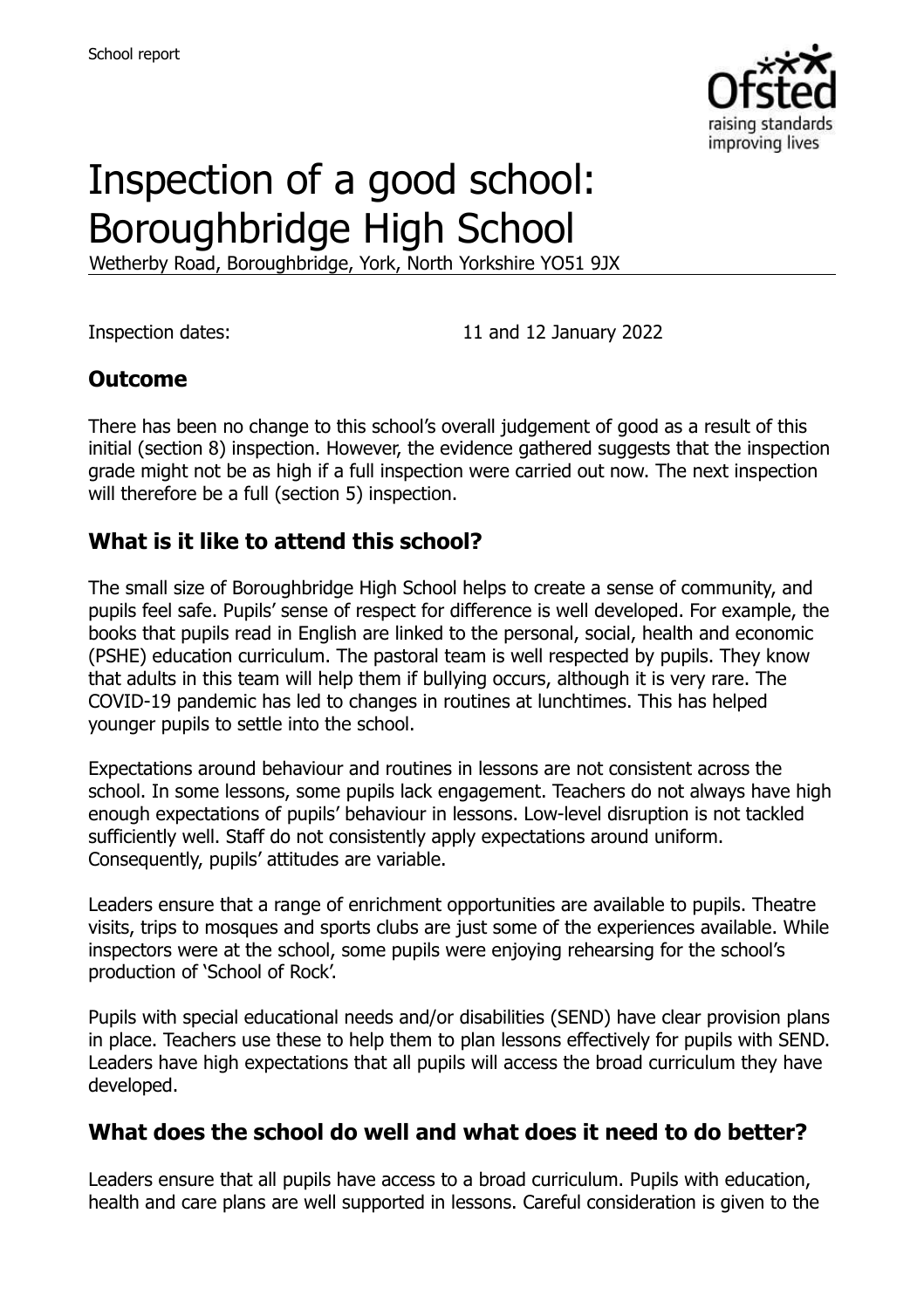School report

# Inspection of a good school: Boroughbridge High School

Wetherby Road, Boroughbridge, York, North Yorkshire YO51 9JX

Inspection dates: 11 and 12 January 2022

## Outcome

There has been no change to this school's overall judgement of good as a result of this initial (section 8) inspection. However, the evidence gathered suggests that the inspection grade might not be as high if a full inspection were carried out now. The next inspection will therefore be a full (section 5) inspection.

## What is it like to attend this school?

The small size of Boroughbridge High School helps to create a sense of community, and pupils feel safe. Pupils' sense of respect for difference is well developed. For example, the books that pupils read in English are linked to the personal, social, health and economic (PSHE) education curriculum. The pastoral team is well respected by pupils. They know that adults in this team will help them if bullying occurs, although it is very rare. The COVID-19 pandemic has led to changes in routines at lunchtimes. This has helped younger pupils to settle into the school.

Expectations around behaviour and routines in lessons are not consistent across the school. In some lessons, some pupils lack engagement. Teachers do not always have high enough expectations of pupils' behaviour in lessons. Low-level disruption is not tackled sufficiently well. Staff do not consistently apply expectations around uniform. Consequently, pupils' attitudes are variable.

Leaders ensure that a range of enrichment opportunities are available to pupils. Theatre visits, trips to mosques and sports clubs are just some of the experiences available. While inspectors were at the school, some pupils were enjoying rehearsing for the school's production of 'School of Rock'.

Pupils with special educational needs and/or disabilities (SEND) have clear provision plans in place. Teachers use these to help them to plan lessons effectively for pupils with SEND. Leaders have high expectations that all pupils will access the broad curriculum they have developed.

## What does the school do well and what does it need to do better?

Leaders ensure that all pupils have access to a broad curriculum. Pupils with education, health and care plans are well supported in lessons. Careful consideration is given to the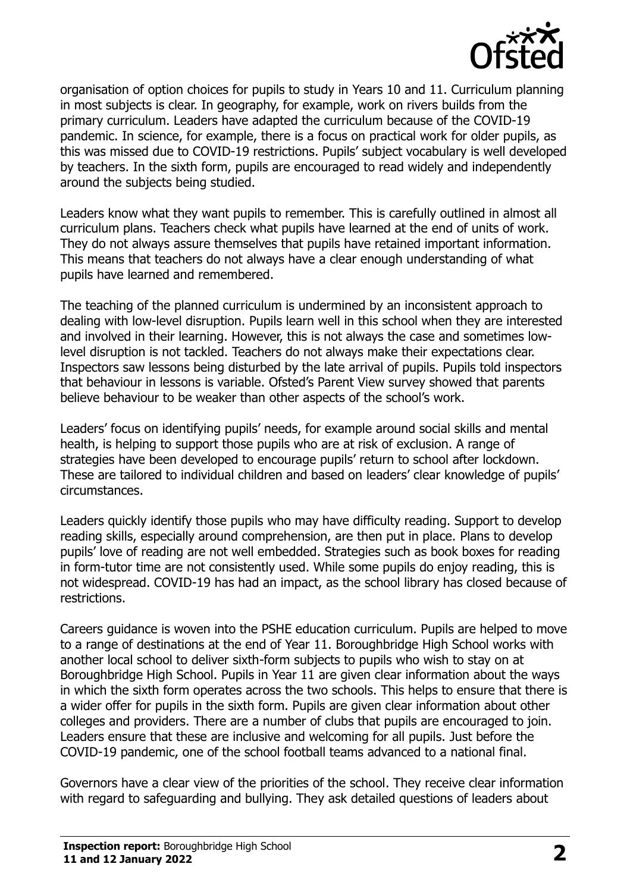organisation of option choices for pupils to study in Years 10 and 11. Curriculum planning in most subjects is clear. In geography, for example, work on rivers builds from the primary curriculum. Leaders have adapted the curriculum because of the COVID-19 pandemic. In science, for example, there is a focus on practical work for older pupils, as this was missed due to COVID-19 restrictions. Pupils' subject vocabulary is well developed by teachers. In the sixth form, pupils are encouraged to read widely and independently around the subjects being studied.

Leaders know what they want pupils to remember. This is carefully outlined in almost all curriculum plans. Teachers check what pupils have learned at the end of units of work. They do not always assure themselves that pupils have retained important information. This means that teachers do not always have a clear enough understanding of what pupils have learned and remembered.

The teaching of the planned curriculum is undermined by an inconsistent approach to dealing with low-level disruption. Pupils learn well in this school when they are interested and involved in their learning. However, this is not always the case and sometimes low-level disruption is not tackled. Teachers do not always make their expectations clear. Inspectors saw lessons being disturbed by the late arrival of pupils. Pupils told inspectors that behaviour in lessons is variable. Ofsted's Parent View survey showed that parents believe behaviour to be weaker than other aspects of the school's work.

Leaders' focus on identifying pupils' needs, for example around social skills and mental health, is helping to support those pupils who are at risk of exclusion. A range of strategies have been developed to encourage pupils' return to school after lockdown. These are tailored to individual children and based on leaders' clear knowledge of pupils' circumstances.

Leaders quickly identify those pupils who may have difficulty reading. Support to develop reading skills, especially around comprehension, are then put in place. Plans to develop pupils' love of reading are not well embedded. Strategies such as book boxes for reading in form-tutor time are not consistently used. While some pupils do enjoy reading, this is not widespread. COVID-19 has had an impact, as the school library has closed because of restrictions.

Careers guidance is woven into the PSHE education curriculum. Pupils are helped to move to a range of destinations at the end of Year 11. Boroughbridge High School works with another local school to deliver sixth-form subjects to pupils who wish to stay on at Boroughbridge High School. Pupils in Year 11 are given clear information about the ways in which the sixth form operates across the two schools. This helps to ensure that there is a wider offer for pupils in the sixth form. Pupils are given clear information about other colleges and providers. There are a number of clubs that pupils are encouraged to join. Leaders ensure that these are inclusive and welcoming for all pupils. Just before the COVID-19 pandemic, one of the school football teams advanced to a national final.

Governors have a clear view of the priorities of the school. They receive clear information with regard to safeguarding and bullying. They ask detailed questions of leaders about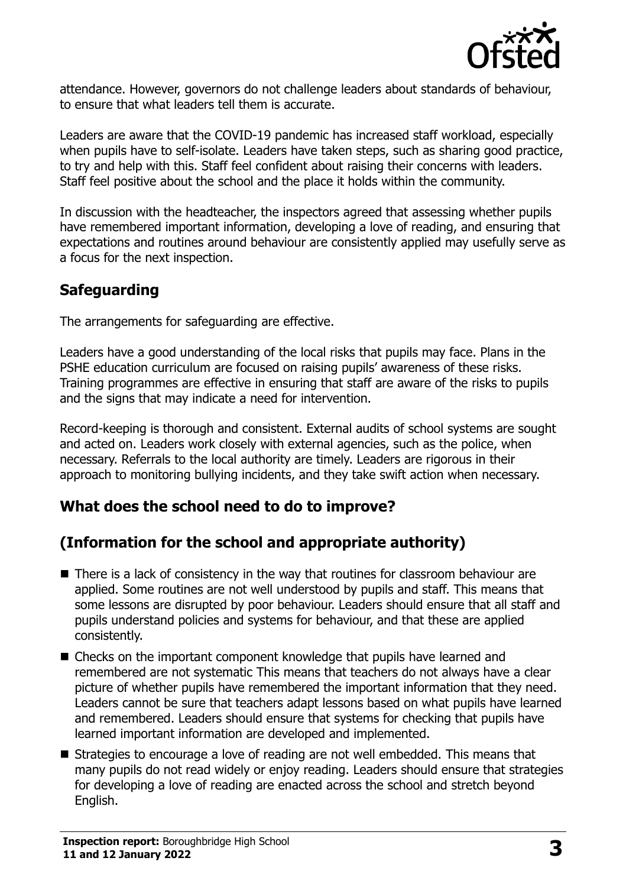attendance. However, governors do not challenge leaders about standards of behaviour, to ensure that what leaders tell them is accurate.

Leaders are aware that the COVID-19 pandemic has increased staff workload, especially when pupils have to self-isolate. Leaders have taken steps, such as sharing good practice, to try and help with this. Staff feel confident about raising their concerns with leaders. Staff feel positive about the school and the place it holds within the community.

In discussion with the headteacher, the inspectors agreed that assessing whether pupils have remembered important information, developing a love of reading, and ensuring that expectations and routines around behaviour are consistently applied may usefully serve as a focus for the next inspection.

## Safeguarding

The arrangements for safeguarding are effective.

Leaders have a good understanding of the local risks that pupils may face. Plans in the PSHE education curriculum are focused on raising pupils' awareness of these risks. Training programmes are effective in ensuring that staff are aware of the risks to pupils and the signs that may indicate a need for intervention.

Record-keeping is thorough and consistent. External audits of school systems are sought and acted on. Leaders work closely with external agencies, such as the police, when necessary. Referrals to the local authority are timely. Leaders are rigorous in their approach to monitoring bullying incidents, and they take swift action when necessary.

## What does the school need to do to improve?

## (Information for the school and appropriate authority)

- There is a lack of consistency in the way that routines for classroom behaviour are applied. Some routines are not well understood by pupils and staff. This means that some lessons are disrupted by poor behaviour. Leaders should ensure that all staff and pupils understand policies and systems for behaviour, and that these are applied consistently.
- Checks on the important component knowledge that pupils have learned and remembered are not systematic This means that teachers do not always have a clear picture of whether pupils have remembered the important information that they need. Leaders cannot be sure that teachers adapt lessons based on what pupils have learned and remembered. Leaders should ensure that systems for checking that pupils have learned important information are developed and implemented.
- Strategies to encourage a love of reading are not well embedded. This means that many pupils do not read widely or enjoy reading. Leaders should ensure that strategies for developing a love of reading are enacted across the school and stretch beyond English.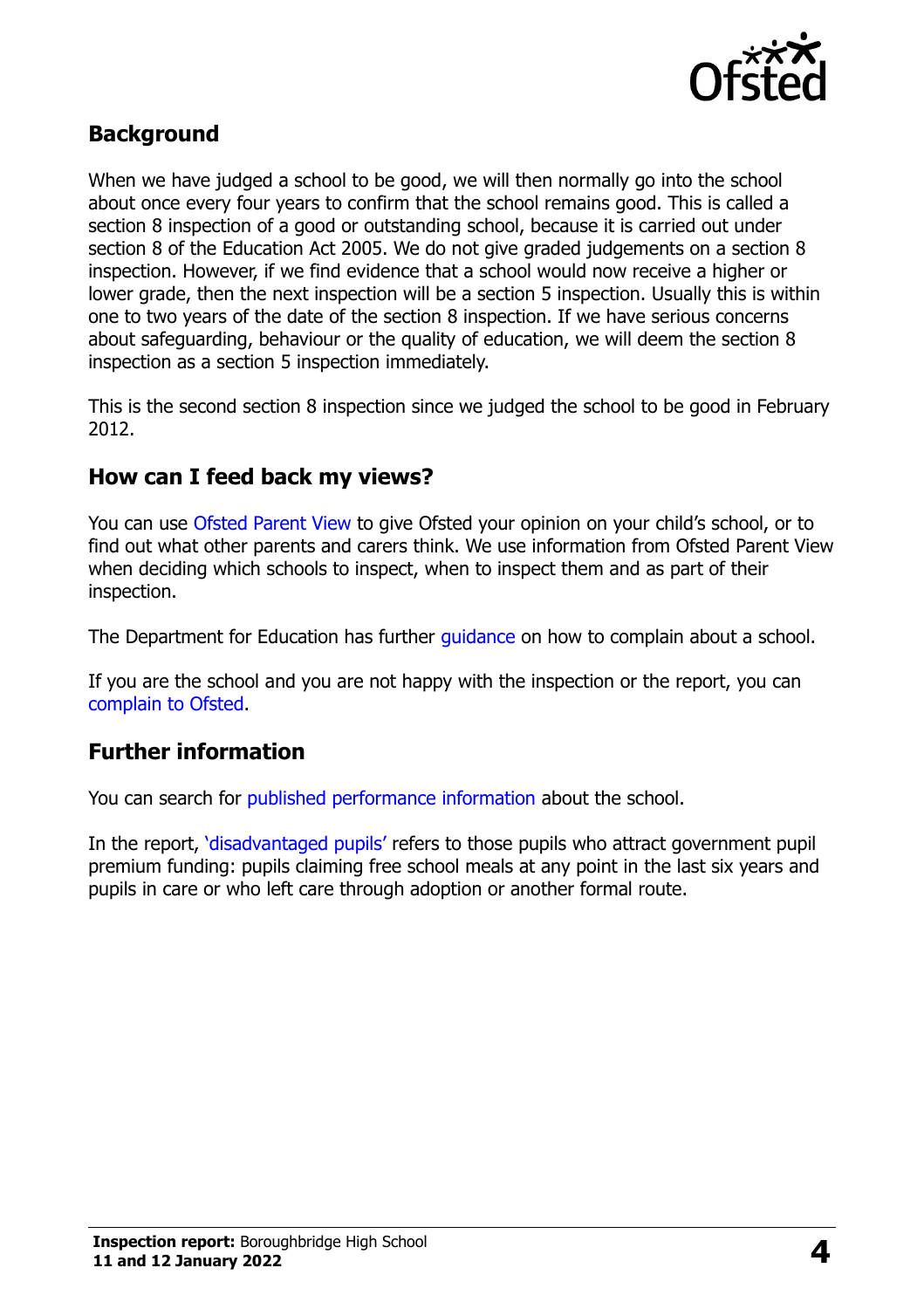## Background

When we have judged a school to be good, we will then normally go into the school about once every four years to confirm that the school remains good. This is called a section 8 inspection of a good or outstanding school, because it is carried out under section 8 of the Education Act 2005. We do not give graded judgements on a section 8 inspection. However, if we find evidence that a school would now receive a higher or lower grade, then the next inspection will be a section 5 inspection. Usually this is within one to two years of the date of the section 8 inspection. If we have serious concerns about safeguarding, behaviour or the quality of education, we will deem the section 8 inspection as a section 5 inspection immediately.

This is the second section 8 inspection since we judged the school to be good in February 2012.

## How can I feed back my views?

You can use Ofsted Parent View to give Ofsted your opinion on your child's school, or to find out what other parents and carers think. We use information from Ofsted Parent View when deciding which schools to inspect, when to inspect them and as part of their inspection.

The Department for Education has further guidance on how to complain about a school.

If you are the school and you are not happy with the inspection or the report, you can complain to Ofsted.

## Further information

You can search for published performance information about the school.

In the report, 'disadvantaged pupils' refers to those pupils who attract government pupil premium funding: pupils claiming free school meals at any point in the last six years and pupils in care or who left care through adoption or another formal route.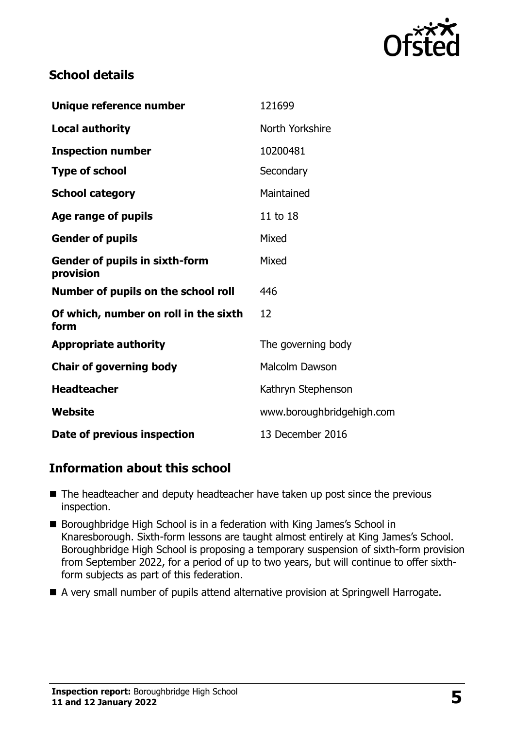## School details

| | |
|---|---|
| **Unique reference number** | 121699 |
| **Local authority** | North Yorkshire |
| **Inspection number** | 10200481 |
| **Type of school** | Secondary |
| **School category** | Maintained |
| **Age range of pupils** | 11 to 18 |
| **Gender of pupils** | Mixed |
| **Gender of pupils in sixth-form provision** | Mixed |
| **Number of pupils on the school roll** | 446 |
| **Of which, number on roll in the sixth form** | 12 |
| **Appropriate authority** | The governing body |
| **Chair of governing body** | Malcolm Dawson |
| **Headteacher** | Kathryn Stephenson |
| **Website** | www.boroughbridgehigh.com |
| **Date of previous inspection** | 13 December 2016 |

## Information about this school

- The headteacher and deputy headteacher have taken up post since the previous inspection.
- Boroughbridge High School is in a federation with King James's School in Knaresborough. Sixth-form lessons are taught almost entirely at King James's School. Boroughbridge High School is proposing a temporary suspension of sixth-form provision from September 2022, for a period of up to two years, but will continue to offer sixth-form subjects as part of this federation.
- A very small number of pupils attend alternative provision at Springwell Harrogate.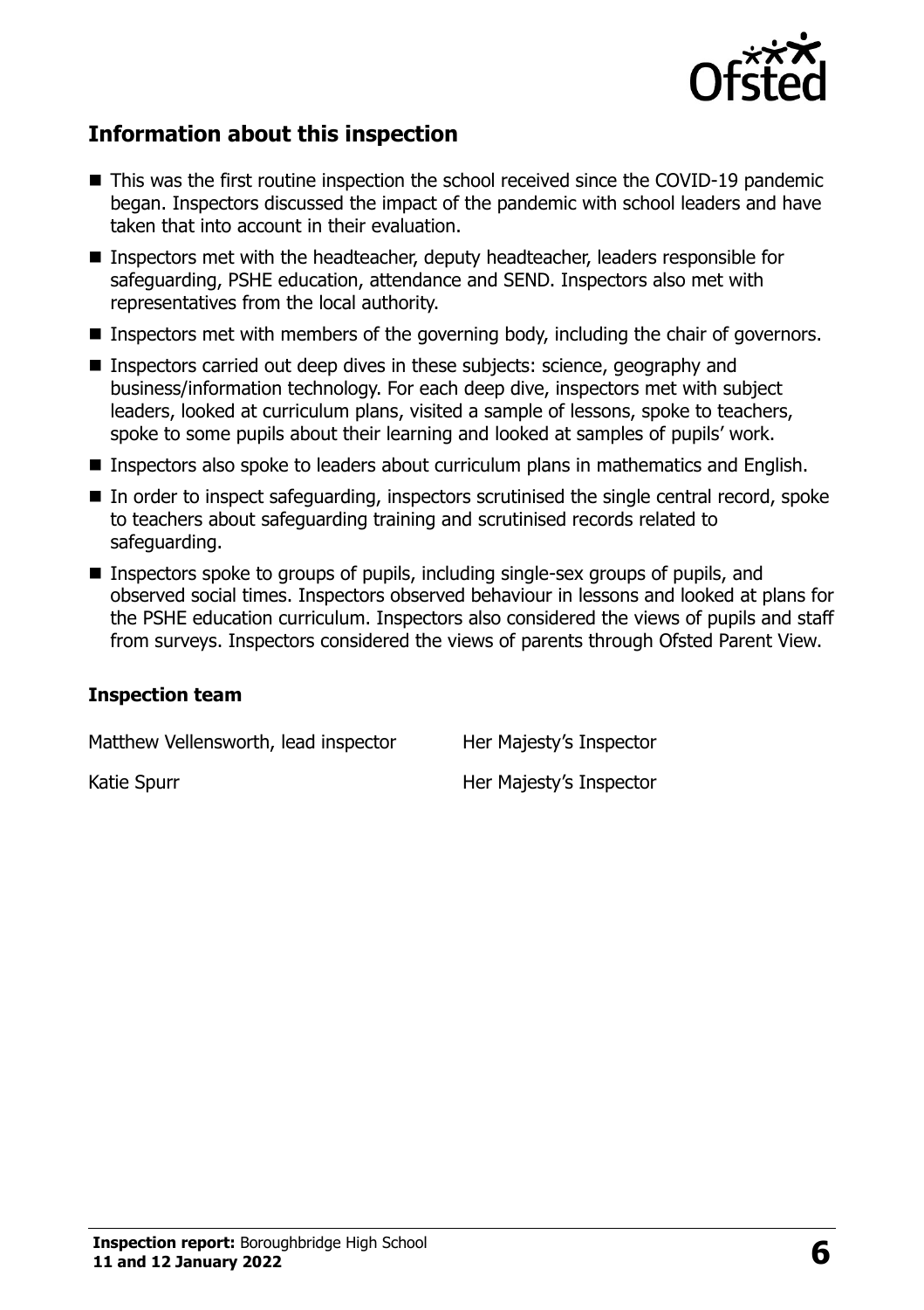## Information about this inspection

- This was the first routine inspection the school received since the COVID-19 pandemic began. Inspectors discussed the impact of the pandemic with school leaders and have taken that into account in their evaluation.
- Inspectors met with the headteacher, deputy headteacher, leaders responsible for safeguarding, PSHE education, attendance and SEND. Inspectors also met with representatives from the local authority.
- Inspectors met with members of the governing body, including the chair of governors.
- Inspectors carried out deep dives in these subjects: science, geography and business/information technology. For each deep dive, inspectors met with subject leaders, looked at curriculum plans, visited a sample of lessons, spoke to teachers, spoke to some pupils about their learning and looked at samples of pupils' work.
- Inspectors also spoke to leaders about curriculum plans in mathematics and English.
- In order to inspect safeguarding, inspectors scrutinised the single central record, spoke to teachers about safeguarding training and scrutinised records related to safeguarding.
- Inspectors spoke to groups of pupils, including single-sex groups of pupils, and observed social times. Inspectors observed behaviour in lessons and looked at plans for the PSHE education curriculum. Inspectors also considered the views of pupils and staff from surveys. Inspectors considered the views of parents through Ofsted Parent View.

### Inspection team

| | |
|---|---|
| Matthew Vellensworth, lead inspector | Her Majesty's Inspector |
| Katie Spurr | Her Majesty's Inspector |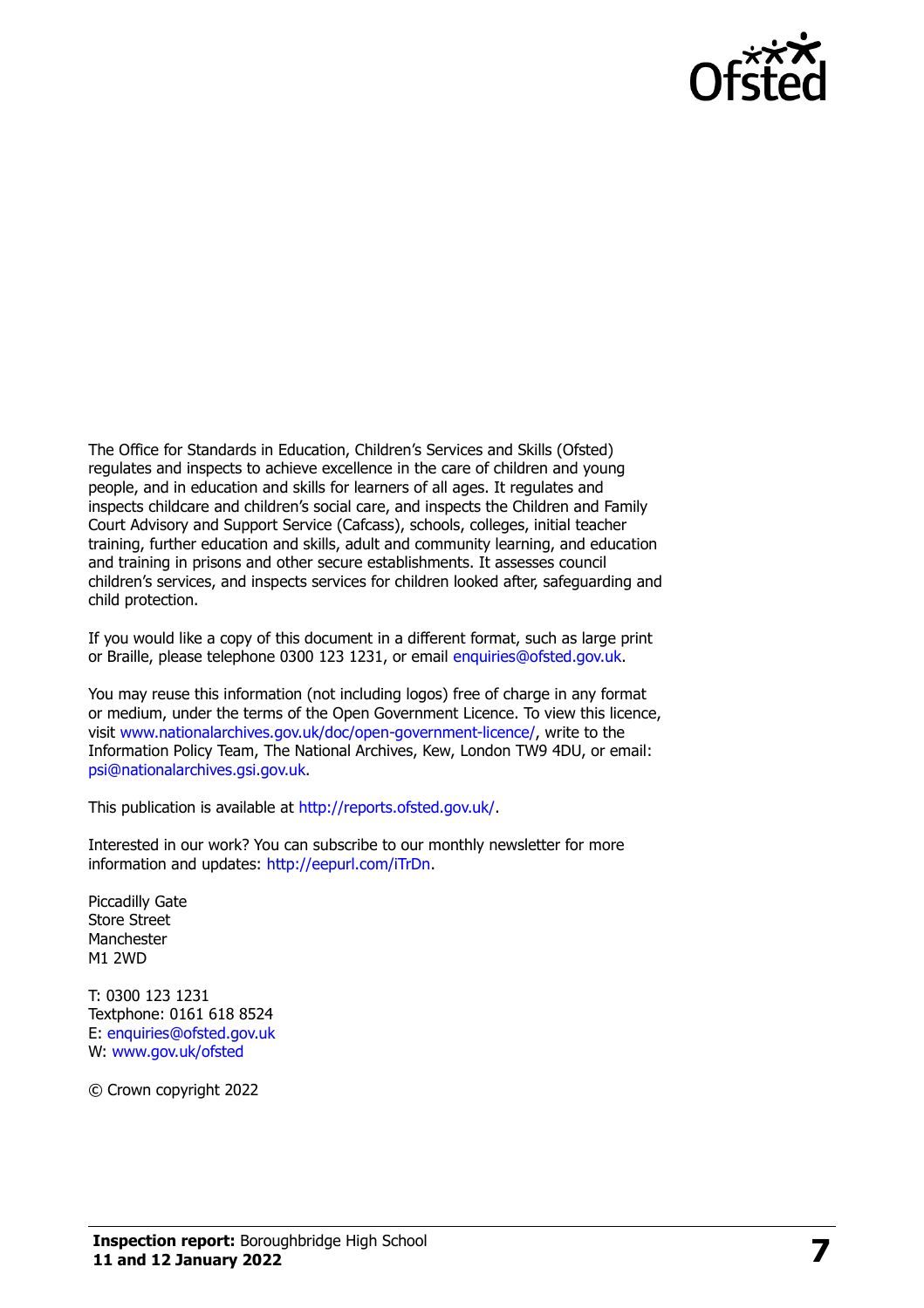The Office for Standards in Education, Children's Services and Skills (Ofsted) regulates and inspects to achieve excellence in the care of children and young people, and in education and skills for learners of all ages. It regulates and inspects childcare and children's social care, and inspects the Children and Family Court Advisory and Support Service (Cafcass), schools, colleges, initial teacher training, further education and skills, adult and community learning, and education and training in prisons and other secure establishments. It assesses council children's services, and inspects services for children looked after, safeguarding and child protection.

If you would like a copy of this document in a different format, such as large print or Braille, please telephone 0300 123 1231, or email enquiries@ofsted.gov.uk.

You may reuse this information (not including logos) free of charge in any format or medium, under the terms of the Open Government Licence. To view this licence, visit www.nationalarchives.gov.uk/doc/open-government-licence/, write to the Information Policy Team, The National Archives, Kew, London TW9 4DU, or email: psi@nationalarchives.gsi.gov.uk.

This publication is available at http://reports.ofsted.gov.uk/.

Interested in our work? You can subscribe to our monthly newsletter for more information and updates: http://eepurl.com/iTrDn.

Piccadilly Gate
Store Street
Manchester
M1 2WD

T: 0300 123 1231
Textphone: 0161 618 8524
E: enquiries@ofsted.gov.uk
W: www.gov.uk/ofsted

© Crown copyright 2022